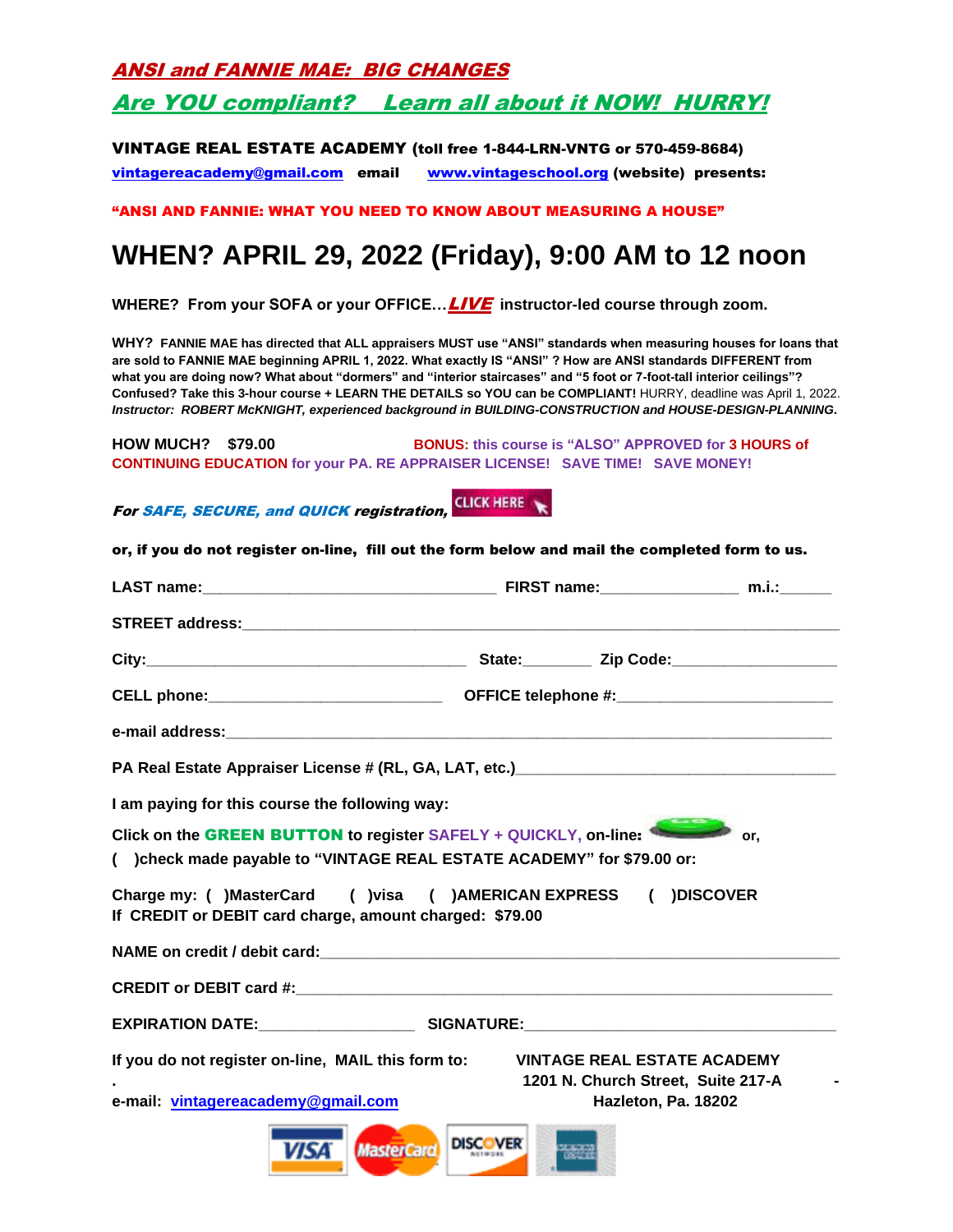## *ANSI and FANNIE MAE: BIG CHANGES*

## *Are YOU compliant? Learn all about it NOW! HURRY!*

**VINTAGE REAL ESTATE ACADEMY (toll free 1-844-LRN-VNTG or 570-459-8684)**
**vintagereacademy@gmail.com email www.vintageschool.org (website) presents:**

**"ANSI AND FANNIE: WHAT YOU NEED TO KNOW ABOUT MEASURING A HOUSE"**

# WHEN? APRIL 29, 2022 (Friday), 9:00 AM to 12 noon

**WHERE? From your SOFA or your OFFICE…*LIVE* instructor-led course through zoom.**

**WHY? FANNIE MAE has directed that ALL appraisers MUST use "ANSI" standards when measuring houses for loans that are sold to FANNIE MAE beginning APRIL 1, 2022. What exactly IS "ANSI" ? How are ANSI standards DIFFERENT from what you are doing now? What about "dormers" and "interior staircases" and "5 foot or 7-foot-tall interior ceilings"? Confused? Take this 3-hour course + LEARN THE DETAILS so YOU can be COMPLIANT!** HURRY, deadline was April 1, 2022.
***Instructor: ROBERT McKNIGHT, experienced background in BUILDING-CONSTRUCTION and HOUSE-DESIGN-PLANNING.***

**HOW MUCH? $79.00** **BONUS: this course is "ALSO" APPROVED for 3 HOURS of CONTINUING EDUCATION for your PA. RE APPRAISER LICENSE! SAVE TIME! SAVE MONEY!**

***For SAFE, SECURE, and QUICK registration,*** CLICK HERE

**or, if you do not register on-line, fill out the form below and mail the completed form to us.**

**LAST name:**_________________________________ **FIRST name:**_______________ **m.i.:**_____

**STREET address:**___________________________________________________________________

**City:**_____________________________________ **State:**_______ **Zip Code:**__________________

**CELL phone:**__________________________ **OFFICE telephone #:**________________________

**e-mail address:**____________________________________________________________________

**PA Real Estate Appraiser License # (RL, GA, LAT, etc.)**___________________________________

**I am paying for this course the following way:**

**Click on the GREEN BUTTON to register SAFELY + QUICKLY, on-line:** **or,**
**( )check made payable to "VINTAGE REAL ESTATE ACADEMY" for $79.00 or:**

**Charge my: ( )MasterCard ( )visa ( )AMERICAN EXPRESS ( )DISCOVER**
**If CREDIT or DEBIT card charge, amount charged: $79.00**

**NAME on credit / debit card:**______________________________________________________

**CREDIT or DEBIT card #:**__________________________________________________________

**EXPIRATION DATE:**_________________ **SIGNATURE:**__________________________________

**If you do not register on-line, MAIL this form to:**

**VINTAGE REAL ESTATE ACADEMY**
**1201 N. Church Street, Suite 217-A**
**Hazleton, Pa. 18202**

**e-mail: vintagereacademy@gmail.com**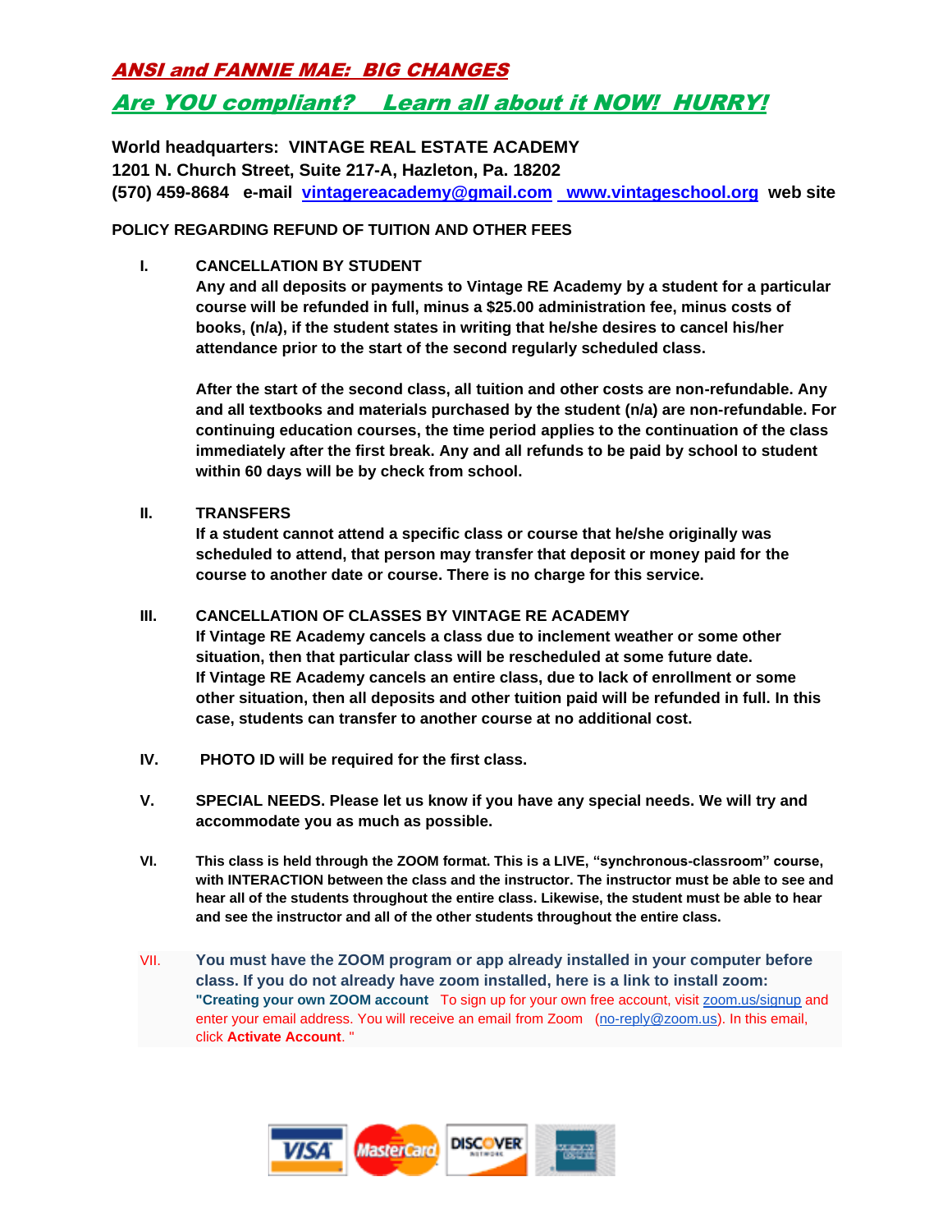## ***ANSI and FANNIE MAE: BIG CHANGES***

## ***Are YOU compliant? Learn all about it NOW! HURRY!***

**World headquarters: VINTAGE REAL ESTATE ACADEMY**
**1201 N. Church Street, Suite 217-A, Hazleton, Pa. 18202**
**(570) 459-8684 e-mail vintagereacademy@gmail.com www.vintageschool.org web site**

**POLICY REGARDING REFUND OF TUITION AND OTHER FEES**

**I. CANCELLATION BY STUDENT**

**Any and all deposits or payments to Vintage RE Academy by a student for a particular course will be refunded in full, minus a $25.00 administration fee, minus costs of books, (n/a), if the student states in writing that he/she desires to cancel his/her attendance prior to the start of the second regularly scheduled class.**

**After the start of the second class, all tuition and other costs are non-refundable. Any and all textbooks and materials purchased by the student (n/a) are non-refundable. For continuing education courses, the time period applies to the continuation of the class immediately after the first break. Any and all refunds to be paid by school to student within 60 days will be by check from school.**

**II. TRANSFERS**

**If a student cannot attend a specific class or course that he/she originally was scheduled to attend, that person may transfer that deposit or money paid for the course to another date or course. There is no charge for this service.**

**III. CANCELLATION OF CLASSES BY VINTAGE RE ACADEMY**

**If Vintage RE Academy cancels a class due to inclement weather or some other situation, then that particular class will be rescheduled at some future date.**
**If Vintage RE Academy cancels an entire class, due to lack of enrollment or some other situation, then all deposits and other tuition paid will be refunded in full. In this case, students can transfer to another course at no additional cost.**

**IV. PHOTO ID will be required for the first class.**

**V. SPECIAL NEEDS. Please let us know if you have any special needs. We will try and accommodate you as much as possible.**

**VI. This class is held through the ZOOM format. This is a LIVE, "synchronous-classroom" course, with INTERACTION between the class and the instructor. The instructor must be able to see and hear all of the students throughout the entire class. Likewise, the student must be able to hear and see the instructor and all of the other students throughout the entire class.**

VII. **You must have the ZOOM program or app already installed in your computer before class. If you do not already have zoom installed, here is a link to install zoom:**
**"Creating your own ZOOM account** To sign up for your own free account, visit zoom.us/signup and enter your email address. You will receive an email from Zoom (no-reply@zoom.us). In this email, click **Activate Account**. "